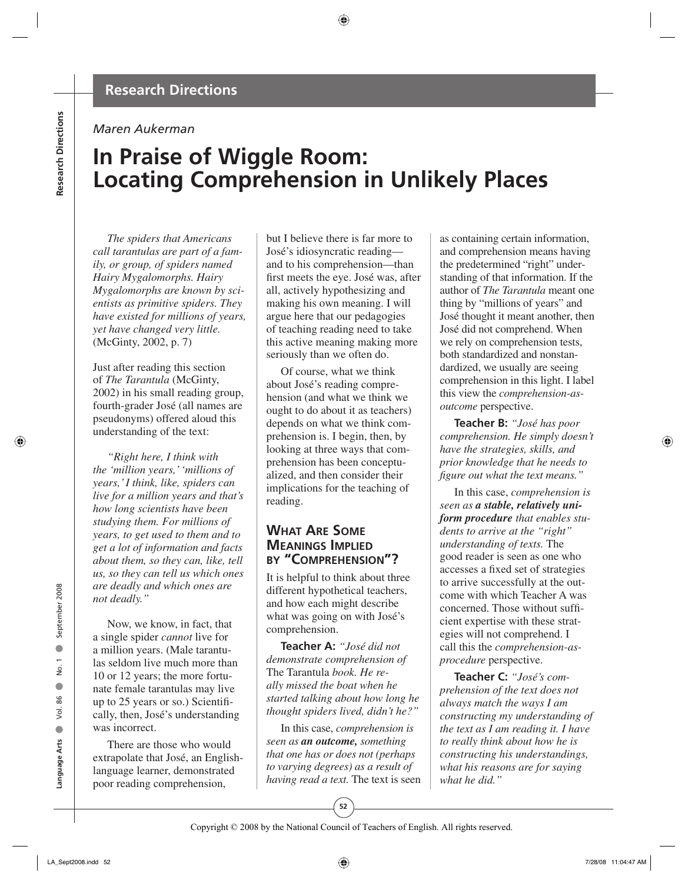Research Directions

*Maren Aukerman*

# In Praise of Wiggle Room: Locating Comprehension in Unlikely Places

*The spiders that Americans call tarantulas are part of a family, or group, of spiders named Hairy Mygalomorphs. Hairy Mygalomorphs are known by scientists as primitive spiders. They have existed for millions of years, yet have changed very little.* (McGinty, 2002, p. 7)

Just after reading this section of *The Tarantula* (McGinty, 2002) in his small reading group, fourth-grader José (all names are pseudonyms) offered aloud this understanding of the text:

*"Right here, I think with the 'million years,' 'millions of years,' I think, like, spiders can live for a million years and that's how long scientists have been studying them. For millions of years, to get used to them and to get a lot of information and facts about them, so they can, like, tell us, so they can tell us which ones are deadly and which ones are not deadly."*

Now, we know, in fact, that a single spider *cannot* live for a million years. (Male tarantulas seldom live much more than 10 or 12 years; the more fortunate female tarantulas may live up to 25 years or so.) Scientifically, then, José's understanding was incorrect.

There are those who would extrapolate that José, an English-language learner, demonstrated poor reading comprehension, but I believe there is far more to José's idiosyncratic reading—and to his comprehension—than first meets the eye. José was, after all, actively hypothesizing and making his own meaning. I will argue here that our pedagogies of teaching reading need to take this active meaning making more seriously than we often do.

Of course, what we think about José's reading comprehension (and what we think we ought to do about it as teachers) depends on what we think comprehension is. I begin, then, by looking at three ways that comprehension has been conceptualized, and then consider their implications for the teaching of reading.

## What Are Some Meanings Implied by "Comprehension"?

It is helpful to think about three different hypothetical teachers, and how each might describe what was going on with José's comprehension.

**Teacher A:** *"José did not demonstrate comprehension of* The Tarantula *book. He really missed the boat when he started talking about how long he thought spiders lived, didn't he?"*

In this case, *comprehension is seen as* ***an outcome,*** *something that one has or does not (perhaps to varying degrees) as a result of having read a text.* The text is seen as containing certain information, and comprehension means having the predetermined "right" understanding of that information. If the author of *The Tarantula* meant one thing by "millions of years" and José thought it meant another, then José did not comprehend. When we rely on comprehension tests, both standardized and nonstandardized, we usually are seeing comprehension in this light. I label this view the *comprehension-as-outcome* perspective.

**Teacher B:** *"José has poor comprehension. He simply doesn't have the strategies, skills, and prior knowledge that he needs to figure out what the text means."*

In this case, *comprehension is seen as* ***a stable, relatively uniform procedure*** *that enables students to arrive at the "right" understanding of texts.* The good reader is seen as one who accesses a fixed set of strategies to arrive successfully at the outcome with which Teacher A was concerned. Those without sufficient expertise with these strategies will not comprehend. I call this the *comprehension-as-procedure* perspective.

**Teacher C:** *"José's comprehension of the text does not always match the ways I am constructing my understanding of the text as I am reading it. I have to really think about how he is constructing his understandings, what his reasons are for saying what he did."*

Copyright © 2008 by the National Council of Teachers of English. All rights reserved.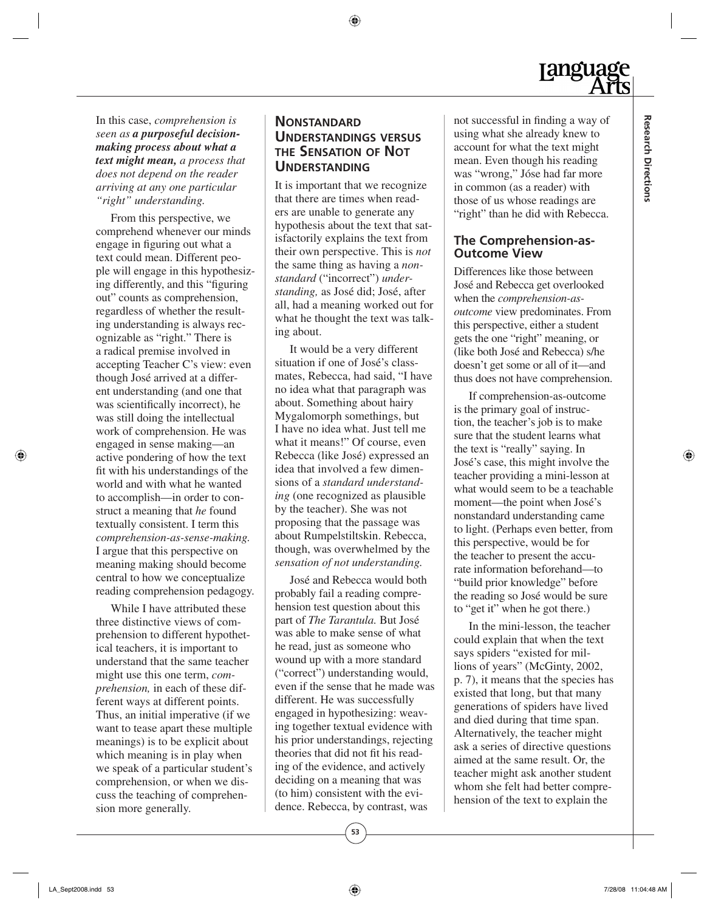In this case, *comprehension is seen as **a purposeful decision-making process about what a text might mean,** a process that does not depend on the reader arriving at any one particular "right" understanding.*

From this perspective, we comprehend whenever our minds engage in figuring out what a text could mean. Different people will engage in this hypothesizing differently, and this "figuring out" counts as comprehension, regardless of whether the resulting understanding is always recognizable as "right." There is a radical premise involved in accepting Teacher C's view: even though José arrived at a different understanding (and one that was scientifically incorrect), he was still doing the intellectual work of comprehension. He was engaged in sense making—an active pondering of how the text fit with his understandings of the world and with what he wanted to accomplish—in order to construct a meaning that *he* found textually consistent. I term this *comprehension-as-sense-making.* I argue that this perspective on meaning making should become central to how we conceptualize reading comprehension pedagogy.

While I have attributed these three distinctive views of comprehension to different hypothetical teachers, it is important to understand that the same teacher might use this one term, *comprehension,* in each of these different ways at different points. Thus, an initial imperative (if we want to tease apart these multiple meanings) is to be explicit about which meaning is in play when we speak of a particular student's comprehension, or when we discuss the teaching of comprehension more generally.

## Nonstandard Understandings versus the Sensation of Not Understanding

It is important that we recognize that there are times when readers are unable to generate any hypothesis about the text that satisfactorily explains the text from their own perspective. This is *not* the same thing as having a *nonstandard* ("incorrect") *understanding,* as José did; José, after all, had a meaning worked out for what he thought the text was talking about.

It would be a very different situation if one of José's classmates, Rebecca, had said, "I have no idea what that paragraph was about. Something about hairy Mygalomorph somethings, but I have no idea what. Just tell me what it means!" Of course, even Rebecca (like José) expressed an idea that involved a few dimensions of a *standard understanding* (one recognized as plausible by the teacher). She was not proposing that the passage was about Rumpelstiltskin. Rebecca, though, was overwhelmed by the *sensation of not understanding.*

José and Rebecca would both probably fail a reading comprehension test question about this part of *The Tarantula.* But José was able to make sense of what he read, just as someone who wound up with a more standard ("correct") understanding would, even if the sense that he made was different. He was successfully engaged in hypothesizing: weaving together textual evidence with his prior understandings, rejecting theories that did not fit his reading of the evidence, and actively deciding on a meaning that was (to him) consistent with the evidence. Rebecca, by contrast, was not successful in finding a way of using what she already knew to account for what the text might mean. Even though his reading was "wrong," Jóse had far more in common (as a reader) with those of us whose readings are "right" than he did with Rebecca.

### The Comprehension-as-Outcome View

Differences like those between José and Rebecca get overlooked when the *comprehension-as-outcome* view predominates. From this perspective, either a student gets the one "right" meaning, or (like both José and Rebecca) s/he doesn't get some or all of it—and thus does not have comprehension.

If comprehension-as-outcome is the primary goal of instruction, the teacher's job is to make sure that the student learns what the text is "really" saying. In José's case, this might involve the teacher providing a mini-lesson at what would seem to be a teachable moment—the point when José's nonstandard understanding came to light. (Perhaps even better, from this perspective, would be for the teacher to present the accurate information beforehand—to "build prior knowledge" before the reading so José would be sure to "get it" when he got there.)

In the mini-lesson, the teacher could explain that when the text says spiders "existed for millions of years" (McGinty, 2002, p. 7), it means that the species has existed that long, but that many generations of spiders have lived and died during that time span. Alternatively, the teacher might ask a series of directive questions aimed at the same result. Or, the teacher might ask another student whom she felt had better comprehension of the text to explain the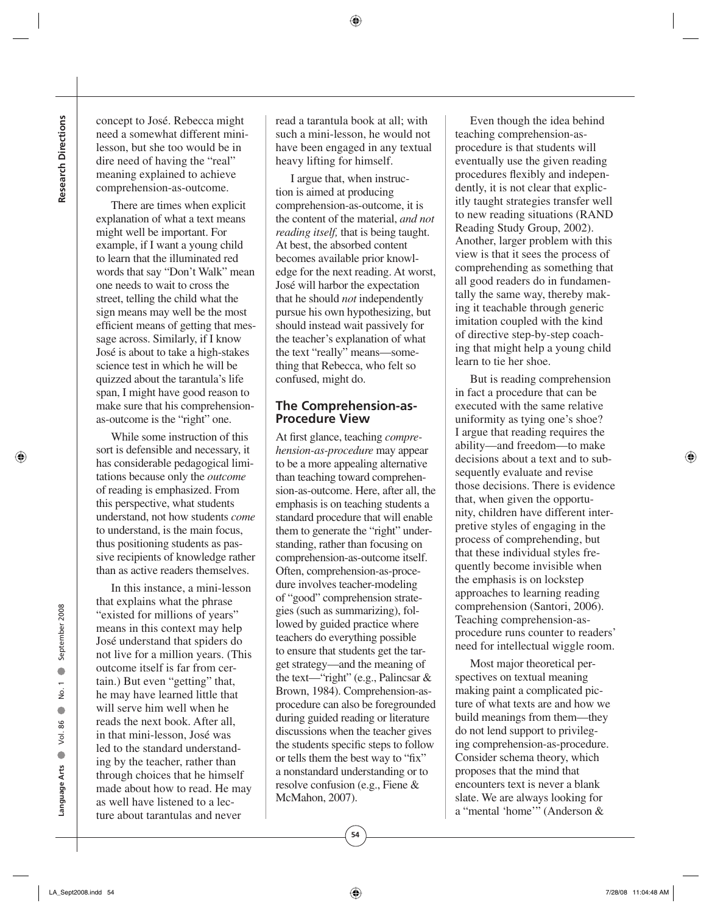concept to José. Rebecca might need a somewhat different mini-lesson, but she too would be in dire need of having the "real" meaning explained to achieve comprehension-as-outcome.

There are times when explicit explanation of what a text means might well be important. For example, if I want a young child to learn that the illuminated red words that say "Don't Walk" mean one needs to wait to cross the street, telling the child what the sign means may well be the most efficient means of getting that message across. Similarly, if I know José is about to take a high-stakes science test in which he will be quizzed about the tarantula's life span, I might have good reason to make sure that his comprehension-as-outcome is the "right" one.

While some instruction of this sort is defensible and necessary, it has considerable pedagogical limitations because only the *outcome* of reading is emphasized. From this perspective, what students understand, not how students *come* to understand, is the main focus, thus positioning students as passive recipients of knowledge rather than as active readers themselves.

In this instance, a mini-lesson that explains what the phrase "existed for millions of years" means in this context may help José understand that spiders do not live for a million years. (This outcome itself is far from certain.) But even "getting" that, he may have learned little that will serve him well when he reads the next book. After all, in that mini-lesson, José was led to the standard understanding by the teacher, rather than through choices that he himself made about how to read. He may as well have listened to a lecture about tarantulas and never read a tarantula book at all; with such a mini-lesson, he would not have been engaged in any textual heavy lifting for himself.

I argue that, when instruction is aimed at producing comprehension-as-outcome, it is the content of the material, *and not reading itself,* that is being taught. At best, the absorbed content becomes available prior knowledge for the next reading. At worst, José will harbor the expectation that he should *not* independently pursue his own hypothesizing, but should instead wait passively for the teacher's explanation of what the text "really" means—something that Rebecca, who felt so confused, might do.

## The Comprehension-as-Procedure View

At first glance, teaching *comprehension-as-procedure* may appear to be a more appealing alternative than teaching toward comprehension-as-outcome. Here, after all, the emphasis is on teaching students a standard procedure that will enable them to generate the "right" understanding, rather than focusing on comprehension-as-outcome itself. Often, comprehension-as-procedure involves teacher-modeling of "good" comprehension strategies (such as summarizing), followed by guided practice where teachers do everything possible to ensure that students get the target strategy—and the meaning of the text—"right" (e.g., Palincsar & Brown, 1984). Comprehension-as-procedure can also be foregrounded during guided reading or literature discussions when the teacher gives the students specific steps to follow or tells them the best way to "fix" a nonstandard understanding or to resolve confusion (e.g., Fiene & McMahon, 2007).

Even though the idea behind teaching comprehension-as-procedure is that students will eventually use the given reading procedures flexibly and independently, it is not clear that explicitly taught strategies transfer well to new reading situations (RAND Reading Study Group, 2002). Another, larger problem with this view is that it sees the process of comprehending as something that all good readers do in fundamentally the same way, thereby making it teachable through generic imitation coupled with the kind of directive step-by-step coaching that might help a young child learn to tie her shoe.

But is reading comprehension in fact a procedure that can be executed with the same relative uniformity as tying one's shoe? I argue that reading requires the ability—and freedom—to make decisions about a text and to subsequently evaluate and revise those decisions. There is evidence that, when given the opportunity, children have different interpretive styles of engaging in the process of comprehending, but that these individual styles frequently become invisible when the emphasis is on lockstep approaches to learning reading comprehension (Santori, 2006). Teaching comprehension-as-procedure runs counter to readers' need for intellectual wiggle room.

Most major theoretical perspectives on textual meaning making paint a complicated picture of what texts are and how we build meanings from them—they do not lend support to privileging comprehension-as-procedure. Consider schema theory, which proposes that the mind that encounters text is never a blank slate. We are always looking for a "mental 'home'" (Anderson &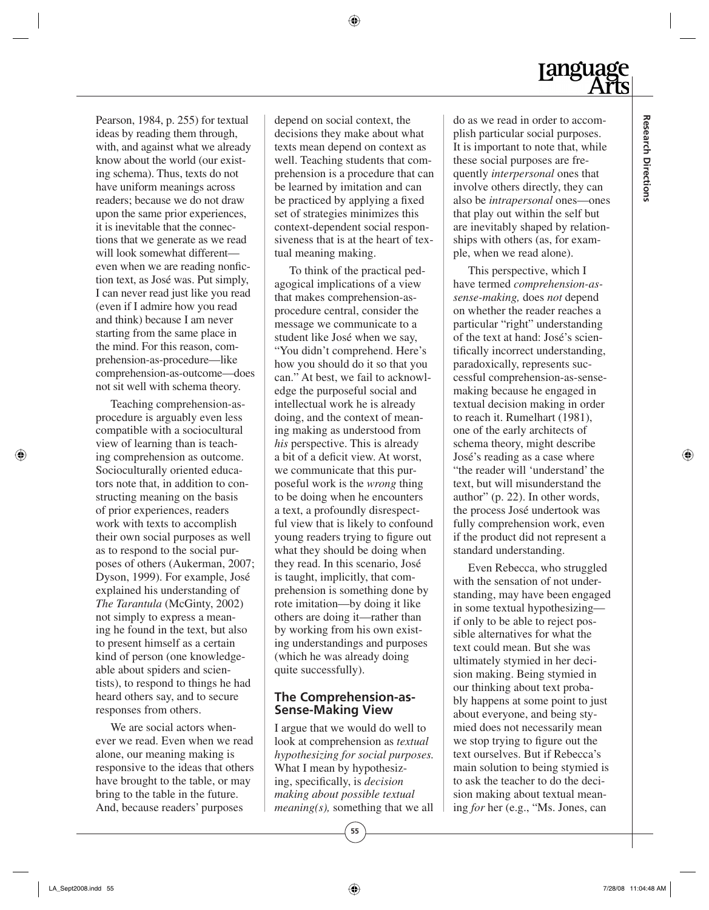Pearson, 1984, p. 255) for textual ideas by reading them through, with, and against what we already know about the world (our existing schema). Thus, texts do not have uniform meanings across readers; because we do not draw upon the same prior experiences, it is inevitable that the connections that we generate as we read will look somewhat different—even when we are reading nonfiction text, as José was. Put simply, I can never read just like you read (even if I admire how you read and think) because I am never starting from the same place in the mind. For this reason, comprehension-as-procedure—like comprehension-as-outcome—does not sit well with schema theory.

Teaching comprehension-as-procedure is arguably even less compatible with a sociocultural view of learning than is teaching comprehension as outcome. Socioculturally oriented educators note that, in addition to constructing meaning on the basis of prior experiences, readers work with texts to accomplish their own social purposes as well as to respond to the social purposes of others (Aukerman, 2007; Dyson, 1999). For example, José explained his understanding of *The Tarantula* (McGinty, 2002) not simply to express a meaning he found in the text, but also to present himself as a certain kind of person (one knowledgeable about spiders and scientists), to respond to things he had heard others say, and to secure responses from others.

We are social actors whenever we read. Even when we read alone, our meaning making is responsive to the ideas that others have brought to the table, or may bring to the table in the future. And, because readers' purposes depend on social context, the decisions they make about what texts mean depend on context as well. Teaching students that comprehension is a procedure that can be learned by imitation and can be practiced by applying a fixed set of strategies minimizes this context-dependent social responsiveness that is at the heart of textual meaning making.

To think of the practical pedagogical implications of a view that makes comprehension-as-procedure central, consider the message we communicate to a student like José when we say, "You didn't comprehend. Here's how you should do it so that you can." At best, we fail to acknowledge the purposeful social and intellectual work he is already doing, and the context of meaning making as understood from *his* perspective. This is already a bit of a deficit view. At worst, we communicate that this purposeful work is the *wrong* thing to be doing when he encounters a text, a profoundly disrespectful view that is likely to confound young readers trying to figure out what they should be doing when they read. In this scenario, José is taught, implicitly, that comprehension is something done by rote imitation—by doing it like others are doing it—rather than by working from his own existing understandings and purposes (which he was already doing quite successfully).

## The Comprehension-as-Sense-Making View

I argue that we would do well to look at comprehension as *textual hypothesizing for social purposes.* What I mean by hypothesizing, specifically, is *decision making about possible textual meaning(s),* something that we all do as we read in order to accomplish particular social purposes. It is important to note that, while these social purposes are frequently *interpersonal* ones that involve others directly, they can also be *intrapersonal* ones—ones that play out within the self but are inevitably shaped by relationships with others (as, for example, when we read alone).

This perspective, which I have termed *comprehension-as-sense-making,* does *not* depend on whether the reader reaches a particular "right" understanding of the text at hand: José's scientifically incorrect understanding, paradoxically, represents successful comprehension-as-sense-making because he engaged in textual decision making in order to reach it. Rumelhart (1981), one of the early architects of schema theory, might describe José's reading as a case where "the reader will 'understand' the text, but will misunderstand the author" (p. 22). In other words, the process José undertook was fully comprehension work, even if the product did not represent a standard understanding.

Even Rebecca, who struggled with the sensation of not understanding, may have been engaged in some textual hypothesizing—if only to be able to reject possible alternatives for what the text could mean. But she was ultimately stymied in her decision making. Being stymied in our thinking about text probably happens at some point to just about everyone, and being stymied does not necessarily mean we stop trying to figure out the text ourselves. But if Rebecca's main solution to being stymied is to ask the teacher to do the decision making about textual meaning *for* her (e.g., "Ms. Jones, can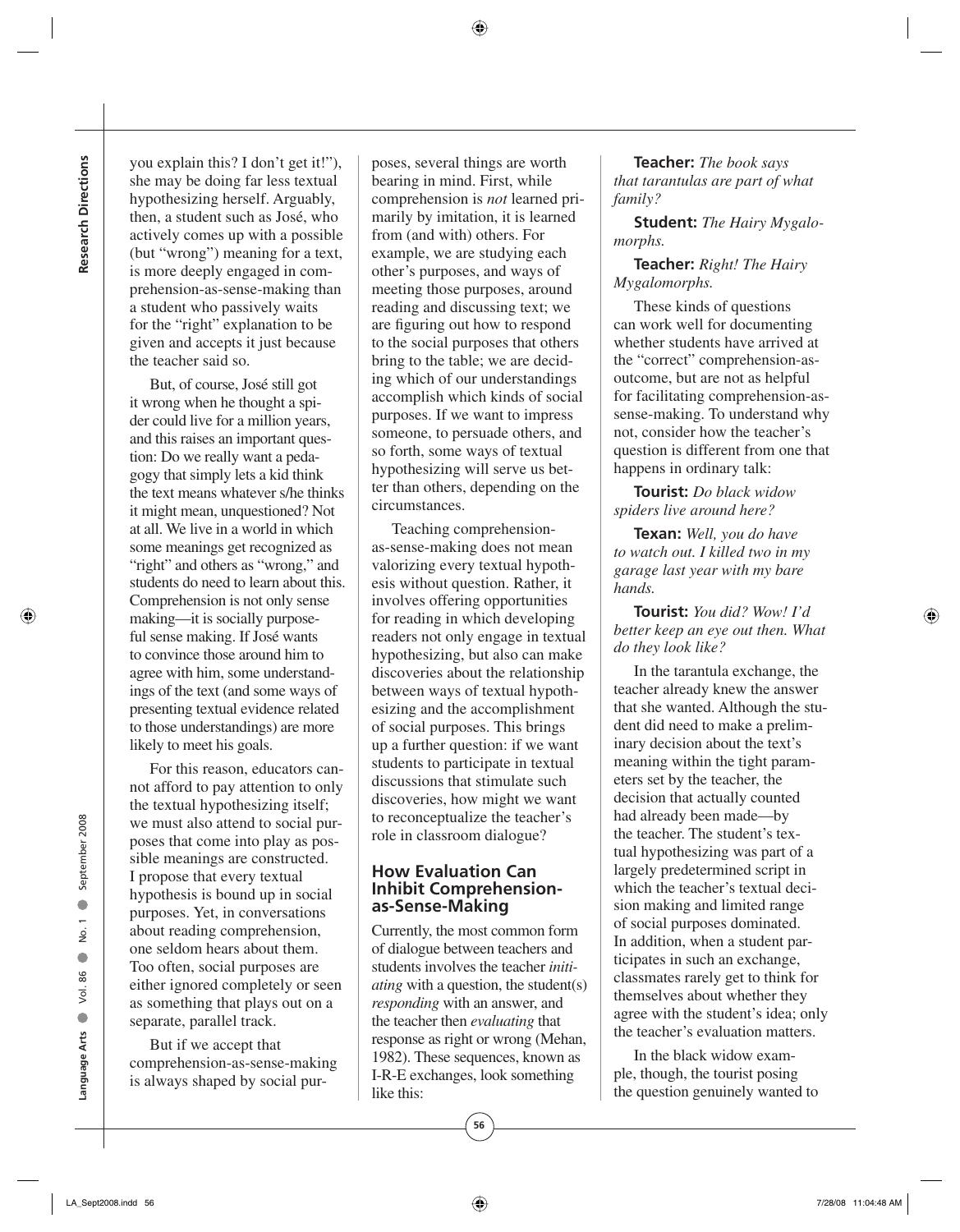you explain this? I don't get it!"), she may be doing far less textual hypothesizing herself. Arguably, then, a student such as José, who actively comes up with a possible (but "wrong") meaning for a text, is more deeply engaged in comprehension-as-sense-making than a student who passively waits for the "right" explanation to be given and accepts it just because the teacher said so.

But, of course, José still got it wrong when he thought a spider could live for a million years, and this raises an important question: Do we really want a pedagogy that simply lets a kid think the text means whatever s/he thinks it might mean, unquestioned? Not at all. We live in a world in which some meanings get recognized as "right" and others as "wrong," and students do need to learn about this. Comprehension is not only sense making—it is socially purposeful sense making. If José wants to convince those around him to agree with him, some understandings of the text (and some ways of presenting textual evidence related to those understandings) are more likely to meet his goals.

For this reason, educators cannot afford to pay attention to only the textual hypothesizing itself; we must also attend to social purposes that come into play as possible meanings are constructed. I propose that every textual hypothesis is bound up in social purposes. Yet, in conversations about reading comprehension, one seldom hears about them. Too often, social purposes are either ignored completely or seen as something that plays out on a separate, parallel track.

But if we accept that comprehension-as-sense-making is always shaped by social purposes, several things are worth bearing in mind. First, while comprehension is *not* learned primarily by imitation, it is learned from (and with) others. For example, we are studying each other's purposes, and ways of meeting those purposes, around reading and discussing text; we are figuring out how to respond to the social purposes that others bring to the table; we are deciding which of our understandings accomplish which kinds of social purposes. If we want to impress someone, to persuade others, and so forth, some ways of textual hypothesizing will serve us better than others, depending on the circumstances.

Teaching comprehension-as-sense-making does not mean valorizing every textual hypothesis without question. Rather, it involves offering opportunities for reading in which developing readers not only engage in textual hypothesizing, but also can make discoveries about the relationship between ways of textual hypothesizing and the accomplishment of social purposes. This brings up a further question: if we want students to participate in textual discussions that stimulate such discoveries, how might we want to reconceptualize the teacher's role in classroom dialogue?

## How Evaluation Can Inhibit Comprehension-as-Sense-Making

Currently, the most common form of dialogue between teachers and students involves the teacher *initiating* with a question, the student(s) *responding* with an answer, and the teacher then *evaluating* that response as right or wrong (Mehan, 1982). These sequences, known as I-R-E exchanges, look something like this:

**Teacher:** *The book says that tarantulas are part of what family?*

**Student:** *The Hairy Mygalomorphs.*

**Teacher:** *Right! The Hairy Mygalomorphs.*

These kinds of questions can work well for documenting whether students have arrived at the "correct" comprehension-as-outcome, but are not as helpful for facilitating comprehension-as-sense-making. To understand why not, consider how the teacher's question is different from one that happens in ordinary talk:

**Tourist:** *Do black widow spiders live around here?*

**Texan:** *Well, you do have to watch out. I killed two in my garage last year with my bare hands.*

**Tourist:** *You did? Wow! I'd better keep an eye out then. What do they look like?*

In the tarantula exchange, the teacher already knew the answer that she wanted. Although the student did need to make a preliminary decision about the text's meaning within the tight parameters set by the teacher, the decision that actually counted had already been made—by the teacher. The student's textual hypothesizing was part of a largely predetermined script in which the teacher's textual decision making and limited range of social purposes dominated. In addition, when a student participates in such an exchange, classmates rarely get to think for themselves about whether they agree with the student's idea; only the teacher's evaluation matters.

In the black widow example, though, the tourist posing the question genuinely wanted to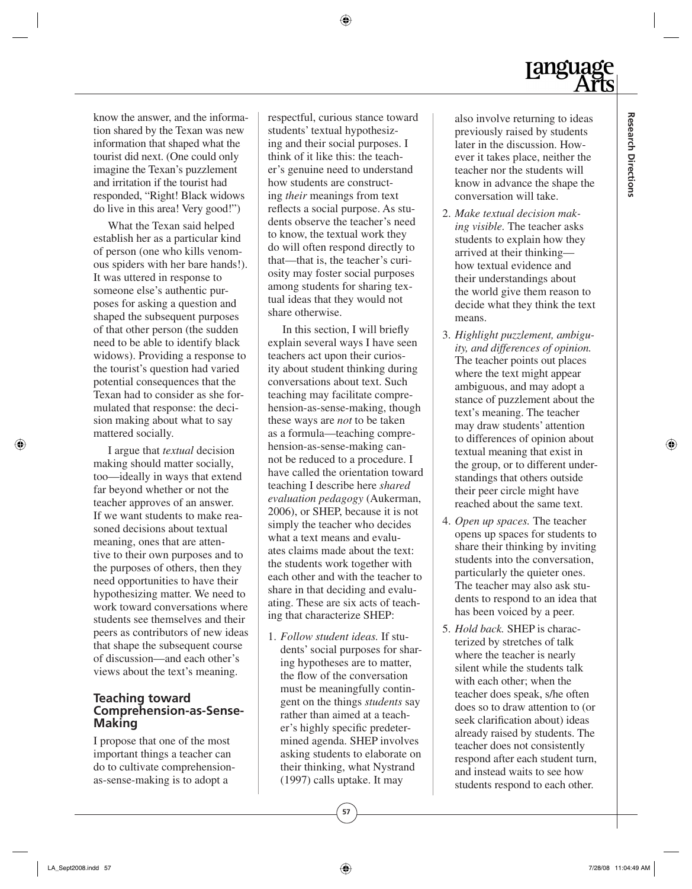know the answer, and the information shared by the Texan was new information that shaped what the tourist did next. (One could only imagine the Texan's puzzlement and irritation if the tourist had responded, "Right! Black widows do live in this area! Very good!")

What the Texan said helped establish her as a particular kind of person (one who kills venomous spiders with her bare hands!). It was uttered in response to someone else's authentic purposes for asking a question and shaped the subsequent purposes of that other person (the sudden need to be able to identify black widows). Providing a response to the tourist's question had varied potential consequences that the Texan had to consider as she formulated that response: the decision making about what to say mattered socially.

I argue that *textual* decision making should matter socially, too—ideally in ways that extend far beyond whether or not the teacher approves of an answer. If we want students to make reasoned decisions about textual meaning, ones that are attentive to their own purposes and to the purposes of others, then they need opportunities to have their hypothesizing matter. We need to work toward conversations where students see themselves and their peers as contributors of new ideas that shape the subsequent course of discussion—and each other's views about the text's meaning.

## Teaching toward Comprehension-as-Sense-Making

I propose that one of the most important things a teacher can do to cultivate comprehension-as-sense-making is to adopt a respectful, curious stance toward students' textual hypothesizing and their social purposes. I think of it like this: the teacher's genuine need to understand how students are constructing *their* meanings from text reflects a social purpose. As students observe the teacher's need to know, the textual work they do will often respond directly to that—that is, the teacher's curiosity may foster social purposes among students for sharing textual ideas that they would not share otherwise.

In this section, I will briefly explain several ways I have seen teachers act upon their curiosity about student thinking during conversations about text. Such teaching may facilitate comprehension-as-sense-making, though these ways are *not* to be taken as a formula—teaching comprehension-as-sense-making cannot be reduced to a procedure. I have called the orientation toward teaching I describe here *shared evaluation pedagogy* (Aukerman, 2006), or SHEP, because it is not simply the teacher who decides what a text means and evaluates claims made about the text: the students work together with each other and with the teacher to share in that deciding and evaluating. These are six acts of teaching that characterize SHEP:

1. *Follow student ideas.* If students' social purposes for sharing hypotheses are to matter, the flow of the conversation must be meaningfully contingent on the things *students* say rather than aimed at a teacher's highly specific predetermined agenda. SHEP involves asking students to elaborate on their thinking, what Nystrand (1997) calls uptake. It may also involve returning to ideas previously raised by students later in the discussion. However it takes place, neither the teacher nor the students will know in advance the shape the conversation will take.
2. *Make textual decision making visible.* The teacher asks students to explain how they arrived at their thinking—how textual evidence and their understandings about the world give them reason to decide what they think the text means.
3. *Highlight puzzlement, ambiguity, and differences of opinion.* The teacher points out places where the text might appear ambiguous, and may adopt a stance of puzzlement about the text's meaning. The teacher may draw students' attention to differences of opinion about textual meaning that exist in the group, or to different understandings that others outside their peer circle might have reached about the same text.
4. *Open up spaces.* The teacher opens up spaces for students to share their thinking by inviting students into the conversation, particularly the quieter ones. The teacher may also ask students to respond to an idea that has been voiced by a peer.
5. *Hold back.* SHEP is characterized by stretches of talk where the teacher is nearly silent while the students talk with each other; when the teacher does speak, s/he often does so to draw attention to (or seek clarification about) ideas already raised by students. The teacher does not consistently respond after each student turn, and instead waits to see how students respond to each other.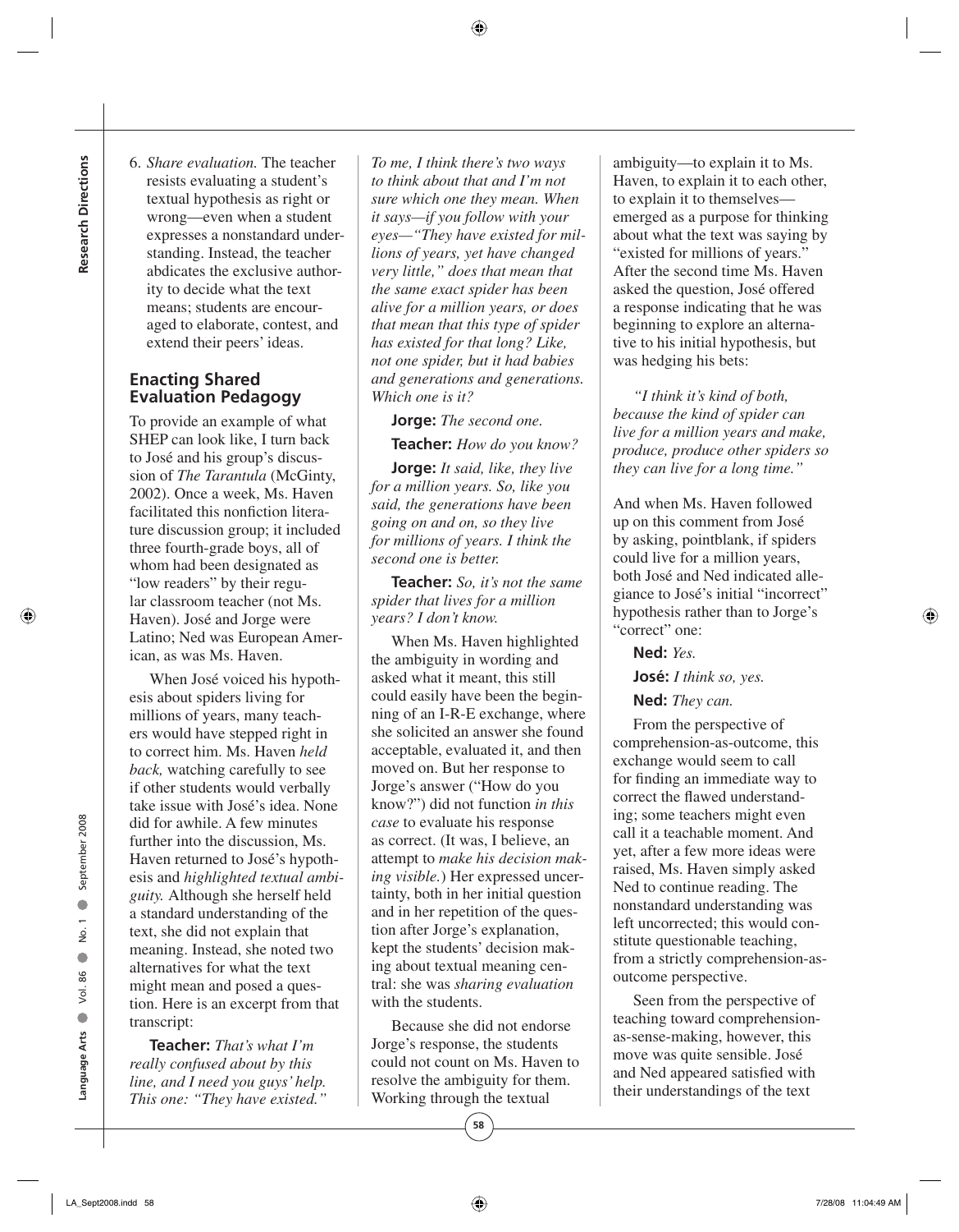6. *Share evaluation.* The teacher resists evaluating a student's textual hypothesis as right or wrong—even when a student expresses a nonstandard understanding. Instead, the teacher abdicates the exclusive authority to decide what the text means; students are encouraged to elaborate, contest, and extend their peers' ideas.

## Enacting Shared Evaluation Pedagogy

To provide an example of what SHEP can look like, I turn back to José and his group's discussion of *The Tarantula* (McGinty, 2002). Once a week, Ms. Haven facilitated this nonfiction literature discussion group; it included three fourth-grade boys, all of whom had been designated as "low readers" by their regular classroom teacher (not Ms. Haven). José and Jorge were Latino; Ned was European American, as was Ms. Haven.

When José voiced his hypothesis about spiders living for millions of years, many teachers would have stepped right in to correct him. Ms. Haven *held back,* watching carefully to see if other students would verbally take issue with José's idea. None did for awhile. A few minutes further into the discussion, Ms. Haven returned to José's hypothesis and *highlighted textual ambiguity.* Although she herself held a standard understanding of the text, she did not explain that meaning. Instead, she noted two alternatives for what the text might mean and posed a question. Here is an excerpt from that transcript:

**Teacher:** *That's what I'm really confused about by this line, and I need you guys' help. This one: "They have existed." To me, I think there's two ways to think about that and I'm not sure which one they mean. When it says—if you follow with your eyes—"They have existed for millions of years, yet have changed very little," does that mean that the same exact spider has been alive for a million years, or does that mean that this type of spider has existed for that long? Like, not one spider, but it had babies and generations and generations. Which one is it?*

**Jorge:** *The second one.*

**Teacher:** *How do you know?*

**Jorge:** *It said, like, they live for a million years. So, like you said, the generations have been going on and on, so they live for millions of years. I think the second one is better.*

**Teacher:** *So, it's not the same spider that lives for a million years? I don't know.*

When Ms. Haven highlighted the ambiguity in wording and asked what it meant, this still could easily have been the beginning of an I-R-E exchange, where she solicited an answer she found acceptable, evaluated it, and then moved on. But her response to Jorge's answer ("How do you know?") did not function *in this case* to evaluate his response as correct. (It was, I believe, an attempt to *make his decision making visible.*) Her expressed uncertainty, both in her initial question and in her repetition of the question after Jorge's explanation, kept the students' decision making about textual meaning central: she was *sharing evaluation* with the students.

Because she did not endorse Jorge's response, the students could not count on Ms. Haven to resolve the ambiguity for them. Working through the textual ambiguity—to explain it to Ms. Haven, to explain it to each other, to explain it to themselves—emerged as a purpose for thinking about what the text was saying by "existed for millions of years." After the second time Ms. Haven asked the question, José offered a response indicating that he was beginning to explore an alternative to his initial hypothesis, but was hedging his bets:

*"I think it's kind of both, because the kind of spider can live for a million years and make, produce, produce other spiders so they can live for a long time."*

And when Ms. Haven followed up on this comment from José by asking, pointblank, if spiders could live for a million years, both José and Ned indicated allegiance to José's initial "incorrect" hypothesis rather than to Jorge's "correct" one:

**Ned:** *Yes.*

**José:** *I think so, yes.*

**Ned:** *They can.*

From the perspective of comprehension-as-outcome, this exchange would seem to call for finding an immediate way to correct the flawed understanding; some teachers might even call it a teachable moment. And yet, after a few more ideas were raised, Ms. Haven simply asked Ned to continue reading. The nonstandard understanding was left uncorrected; this would constitute questionable teaching, from a strictly comprehension-as-outcome perspective.

Seen from the perspective of teaching toward comprehension-as-sense-making, however, this move was quite sensible. José and Ned appeared satisfied with their understandings of the text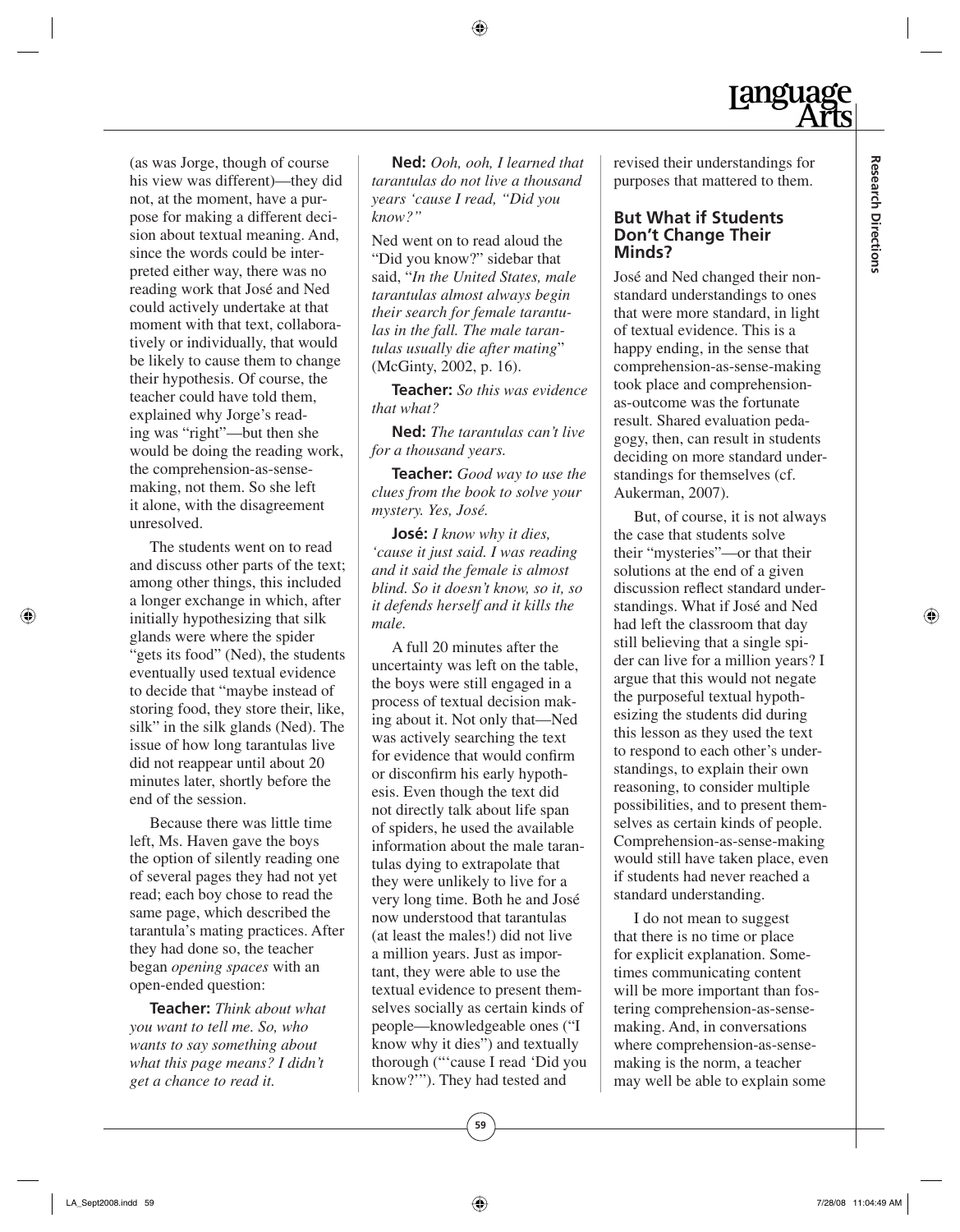(as was Jorge, though of course his view was different)—they did not, at the moment, have a purpose for making a different decision about textual meaning. And, since the words could be interpreted either way, there was no reading work that José and Ned could actively undertake at that moment with that text, collaboratively or individually, that would be likely to cause them to change their hypothesis. Of course, the teacher could have told them, explained why Jorge's reading was "right"—but then she would be doing the reading work, the comprehension-as-sense-making, not them. So she left it alone, with the disagreement unresolved.

The students went on to read and discuss other parts of the text; among other things, this included a longer exchange in which, after initially hypothesizing that silk glands were where the spider "gets its food" (Ned), the students eventually used textual evidence to decide that "maybe instead of storing food, they store their, like, silk" in the silk glands (Ned). The issue of how long tarantulas live did not reappear until about 20 minutes later, shortly before the end of the session.

Because there was little time left, Ms. Haven gave the boys the option of silently reading one of several pages they had not yet read; each boy chose to read the same page, which described the tarantula's mating practices. After they had done so, the teacher began *opening spaces* with an open-ended question:

**Teacher:** *Think about what you want to tell me. So, who wants to say something about what this page means? I didn't get a chance to read it.*

**Ned:** *Ooh, ooh, I learned that tarantulas do not live a thousand years 'cause I read, "Did you know?"*

Ned went on to read aloud the "Did you know?" sidebar that said, "*In the United States, male tarantulas almost always begin their search for female tarantulas in the fall. The male tarantulas usually die after mating*" (McGinty, 2002, p. 16).

**Teacher:** *So this was evidence that what?*

**Ned:** *The tarantulas can't live for a thousand years.*

**Teacher:** *Good way to use the clues from the book to solve your mystery. Yes, José.*

**José:** *I know why it dies, 'cause it just said. I was reading and it said the female is almost blind. So it doesn't know, so it, so it defends herself and it kills the male.*

A full 20 minutes after the uncertainty was left on the table, the boys were still engaged in a process of textual decision making about it. Not only that—Ned was actively searching the text for evidence that would confirm or disconfirm his early hypothesis. Even though the text did not directly talk about life span of spiders, he used the available information about the male tarantulas dying to extrapolate that they were unlikely to live for a very long time. Both he and José now understood that tarantulas (at least the males!) did not live a million years. Just as important, they were able to use the textual evidence to present themselves socially as certain kinds of people—knowledgeable ones ("I know why it dies") and textually thorough ("'cause I read 'Did you know?'"). They had tested and revised their understandings for purposes that mattered to them.

## But What if Students Don't Change Their Minds?

José and Ned changed their nonstandard understandings to ones that were more standard, in light of textual evidence. This is a happy ending, in the sense that comprehension-as-sense-making took place and comprehension-as-outcome was the fortunate result. Shared evaluation pedagogy, then, can result in students deciding on more standard understandings for themselves (cf. Aukerman, 2007).

But, of course, it is not always the case that students solve their "mysteries"—or that their solutions at the end of a given discussion reflect standard understandings. What if José and Ned had left the classroom that day still believing that a single spider can live for a million years? I argue that this would not negate the purposeful textual hypothesizing the students did during this lesson as they used the text to respond to each other's understandings, to explain their own reasoning, to consider multiple possibilities, and to present themselves as certain kinds of people. Comprehension-as-sense-making would still have taken place, even if students had never reached a standard understanding.

I do not mean to suggest that there is no time or place for explicit explanation. Sometimes communicating content will be more important than fostering comprehension-as-sense-making. And, in conversations where comprehension-as-sense-making is the norm, a teacher may well be able to explain some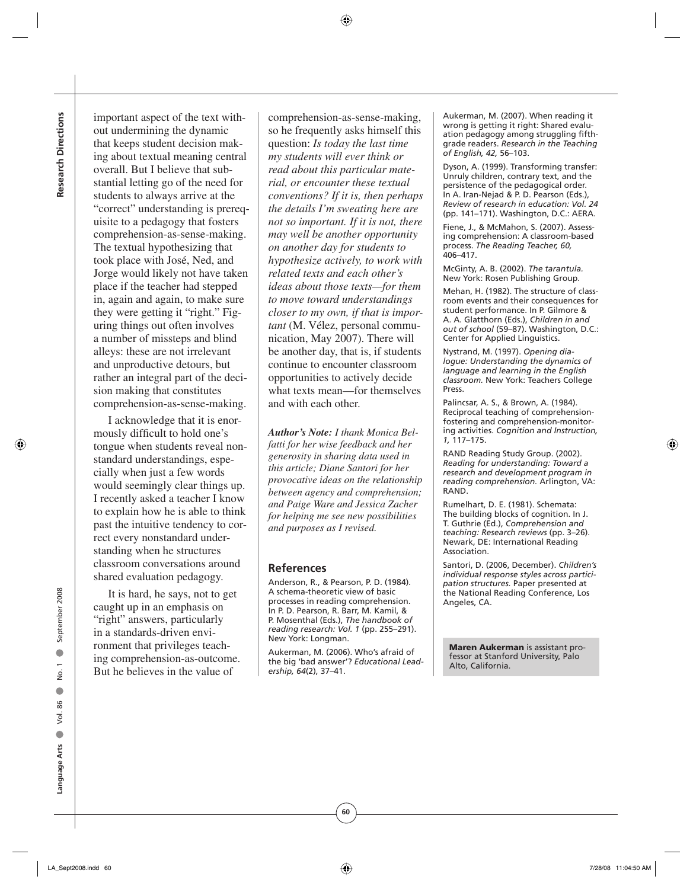important aspect of the text without undermining the dynamic that keeps student decision making about textual meaning central overall. But I believe that substantial letting go of the need for students to always arrive at the "correct" understanding is prerequisite to a pedagogy that fosters comprehension-as-sense-making. The textual hypothesizing that took place with José, Ned, and Jorge would likely not have taken place if the teacher had stepped in, again and again, to make sure they were getting it "right." Figuring things out often involves a number of missteps and blind alleys: these are not irrelevant and unproductive detours, but rather an integral part of the decision making that constitutes comprehension-as-sense-making.

I acknowledge that it is enormously difficult to hold one's tongue when students reveal nonstandard understandings, especially when just a few words would seemingly clear things up. I recently asked a teacher I know to explain how he is able to think past the intuitive tendency to correct every nonstandard understanding when he structures classroom conversations around shared evaluation pedagogy.

It is hard, he says, not to get caught up in an emphasis on "right" answers, particularly in a standards-driven environment that privileges teaching comprehension-as-outcome. But he believes in the value of comprehension-as-sense-making, so he frequently asks himself this question: *Is today the last time my students will ever think or read about this particular material, or encounter these textual conventions? If it is, then perhaps the details I'm sweating here are not so important. If it is not, there may well be another opportunity on another day for students to hypothesize actively, to work with related texts and each other's ideas about those texts—for them to move toward understandings closer to my own, if that is important* (M. Vélez, personal communication, May 2007). There will be another day, that is, if students continue to encounter classroom opportunities to actively decide what texts mean—for themselves and with each other.

***Author's Note:*** *I thank Monica Belfatti for her wise feedback and her generosity in sharing data used in this article; Diane Santori for her provocative ideas on the relationship between agency and comprehension; and Paige Ware and Jessica Zacher for helping me see new possibilities and purposes as I revised.*

## References

Anderson, R., & Pearson, P. D. (1984). A schema-theoretic view of basic processes in reading comprehension. In P. D. Pearson, R. Barr, M. Kamil, & P. Mosenthal (Eds.), *The handbook of reading research: Vol. 1* (pp. 255–291). New York: Longman.

Aukerman, M. (2006). Who's afraid of the big 'bad answer'? *Educational Leadership, 64*(2), 37–41.

Aukerman, M. (2007). When reading it wrong is getting it right: Shared evaluation pedagogy among struggling fifth-grade readers. *Research in the Teaching of English, 42,* 56–103.

Dyson, A. (1999). Transforming transfer: Unruly children, contrary text, and the persistence of the pedagogical order. In A. Iran-Nejad & P. D. Pearson (Eds.), *Review of research in education: Vol. 24* (pp. 141–171). Washington, D.C.: AERA.

Fiene, J., & McMahon, S. (2007). Assessing comprehension: A classroom-based process. *The Reading Teacher, 60,* 406–417.

McGinty, A. B. (2002). *The tarantula.* New York: Rosen Publishing Group.

Mehan, H. (1982). The structure of classroom events and their consequences for student performance. In P. Gilmore & A. A. Glatthorn (Eds.), *Children in and out of school* (59–87). Washington, D.C.: Center for Applied Linguistics.

Nystrand, M. (1997). *Opening dialogue: Understanding the dynamics of language and learning in the English classroom.* New York: Teachers College Press.

Palincsar, A. S., & Brown, A. (1984). Reciprocal teaching of comprehension-fostering and comprehension-monitoring activities. *Cognition and Instruction, 1,* 117–175.

RAND Reading Study Group. (2002). *Reading for understanding: Toward a research and development program in reading comprehension.* Arlington, VA: RAND.

Rumelhart, D. E. (1981). Schemata: The building blocks of cognition. In J. T. Guthrie (Ed.), *Comprehension and teaching: Research reviews* (pp. 3–26). Newark, DE: International Reading Association.

Santori, D. (2006, December). *Children's individual response styles across participation structures.* Paper presented at the National Reading Conference, Los Angeles, CA.

**Maren Aukerman** is assistant professor at Stanford University, Palo Alto, California.